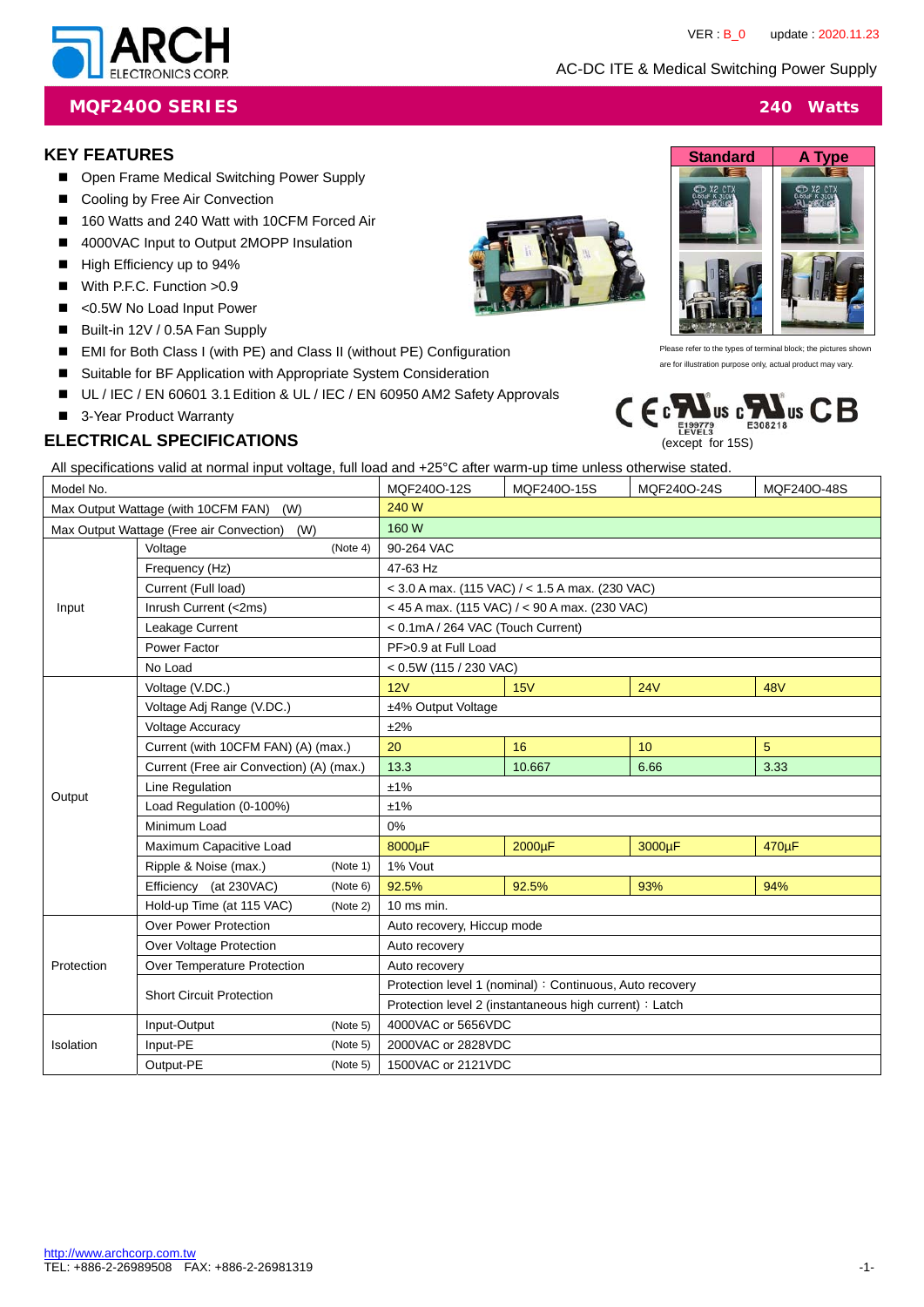ARCH ELECTRONICS CORP.

VER : B_0 update : 2020.11.23

AC-DC ITE & Medical Switching Power Supply

# MQF240O SERIES

240 Watts

## KEY FEATURES

- Open Frame Medical Switching Power Supply
- Cooling by Free Air Convection
- 160 Watts and 240 Watt with 10CFM Forced Air
- 4000VAC Input to Output 2MOPP Insulation
- High Efficiency up to 94%
- With P.F.C. Function >0.9
- <0.5W No Load Input Power
- Built-in 12V / 0.5A Fan Supply
- EMI for Both Class I (with PE) and Class II (without PE) Configuration
- Suitable for BF Application with Appropriate System Consideration
- UL / IEC / EN 60601 3.1 Edition & UL / IEC / EN 60950 AM2 Safety Approvals
- 3-Year Product Warranty

| Standard | A Type |
|---|---|

Please refer to the types of terminal block; the pictures shown are for illustration purpose only, actual product may vary.

E199779 LEVEL3 E308218

(except for 15S)

## ELECTRICAL SPECIFICATIONS

All specifications valid at normal input voltage, full load and +25°C after warm-up time unless otherwise stated.

| Model No. | | MQF240O-12S | MQF240O-15S | MQF240O-24S | MQF240O-48S |
|---|---|---|---|---|---|
| Max Output Wattage (with 10CFM FAN) (W) | | 240 W | | | |
| Max Output Wattage (Free air Convection) (W) | | 160 W | | | |
| Input | Voltage (Note 4) | 90-264 VAC | | | |
| | Frequency (Hz) | 47-63 Hz | | | |
| | Current (Full load) | < 3.0 A max. (115 VAC) / < 1.5 A max. (230 VAC) | | | |
| | Inrush Current (<2ms) | < 45 A max. (115 VAC) / < 90 A max. (230 VAC) | | | |
| | Leakage Current | < 0.1mA / 264 VAC (Touch Current) | | | |
| | Power Factor | PF>0.9 at Full Load | | | |
| | No Load | < 0.5W (115 / 230 VAC) | | | |
| Output | Voltage (V.DC.) | 12V | 15V | 24V | 48V |
| | Voltage Adj Range (V.DC.) | ±4% Output Voltage | | | |
| | Voltage Accuracy | ±2% | | | |
| | Current (with 10CFM FAN) (A) (max.) | 20 | 16 | 10 | 5 |
| | Current (Free air Convection) (A) (max.) | 13.3 | 10.667 | 6.66 | 3.33 |
| | Line Regulation | ±1% | | | |
| | Load Regulation (0-100%) | ±1% | | | |
| | Minimum Load | 0% | | | |
| | Maximum Capacitive Load | 8000µF | 2000µF | 3000µF | 470µF |
| | Ripple & Noise (max.) (Note 1) | 1% Vout | | | |
| | Efficiency (at 230VAC) (Note 6) | 92.5% | 92.5% | 93% | 94% |
| | Hold-up Time (at 115 VAC) (Note 2) | 10 ms min. | | | |
| Protection | Over Power Protection | Auto recovery, Hiccup mode | | | |
| | Over Voltage Protection | Auto recovery | | | |
| | Over Temperature Protection | Auto recovery | | | |
| | Short Circuit Protection | Protection level 1 (nominal)：Continuous, Auto recovery | | | |
| | | Protection level 2 (instantaneous high current)：Latch | | | |
| Isolation | Input-Output (Note 5) | 4000VAC or 5656VDC | | | |
| | Input-PE (Note 5) | 2000VAC or 2828VDC | | | |
| | Output-PE (Note 5) | 1500VAC or 2121VDC | | | |

http://www.archcorp.com.tw
TEL: +886-2-26989508 FAX: +886-2-26981319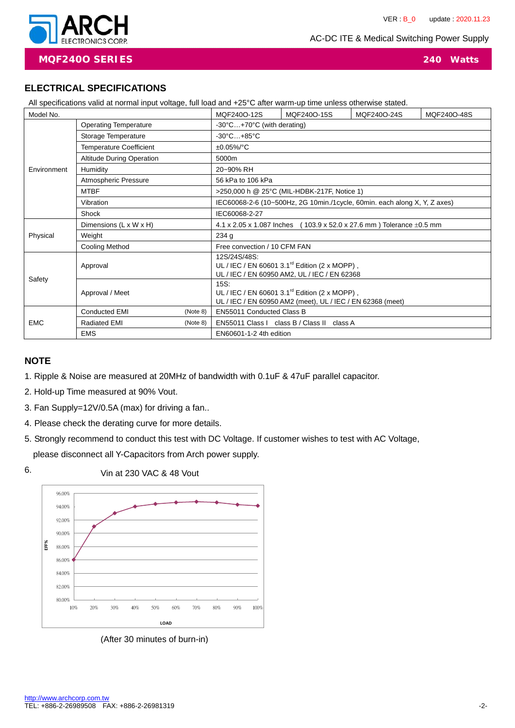## MQF240O SERIES — 240 Watts

AC-DC ITE & Medical Switching Power Supply

## ELECTRICAL SPECIFICATIONS

All specifications valid at normal input voltage, full load and +25°C after warm-up time unless otherwise stated.

| Model No. | | | MQF240O-12S | MQF240O-15S | MQF240O-24S | MQF240O-48S |
|---|---|---|---|---|---|---|
| Environment | Operating Temperature | | -30°C…+70°C (with derating) | | | |
| | Storage Temperature | | -30°C…+85°C | | | |
| | Temperature Coefficient | | ±0.05%/°C | | | |
| | Altitude During Operation | | 5000m | | | |
| | Humidity | | 20~90% RH | | | |
| | Atmospheric Pressure | | 56 kPa to 106 kPa | | | |
| | MTBF | | >250,000 h @ 25°C (MIL-HDBK-217F, Notice 1) | | | |
| | Vibration | | IEC60068-2-6 (10~500Hz, 2G 10min./1cycle, 60min. each along X, Y, Z axes) | | | |
| | Shock | | IEC60068-2-27 | | | |
| Physical | Dimensions (L x W x H) | | 4.1 x 2.05 x 1.087 Inches ( 103.9 x 52.0 x 27.6 mm ) Tolerance ±0.5 mm | | | |
| | Weight | | 234 g | | | |
| | Cooling Method | | Free convection / 10 CFM FAN | | | |
| Safety | Approval | | 12S/24S/48S: UL / IEC / EN 60601 3.1rd Edition (2 x MOPP) , UL / IEC / EN 60950 AM2, UL / IEC / EN 62368 | | | |
| | Approval / Meet | | 15S: UL / IEC / EN 60601 3.1rd Edition (2 x MOPP) , UL / IEC / EN 60950 AM2 (meet), UL / IEC / EN 62368 (meet) | | | |
| EMC | Conducted EMI | (Note 8) | EN55011 Conducted Class B | | | |
| | Radiated EMI | (Note 8) | EN55011 Class I class B / Class II class A | | | |
| | EMS | | EN60601-1-2 4th edition | | | |

## NOTE

1. Ripple & Noise are measured at 20MHz of bandwidth with 0.1uF & 47uF parallel capacitor.
2. Hold-up Time measured at 90% Vout.
3. Fan Supply=12V/0.5A (max) for driving a fan..
4. Please check the derating curve for more details.
5. Strongly recommend to conduct this test with DC Voltage. If customer wishes to test with AC Voltage, please disconnect all Y-Capacitors from Arch power supply.
6. Vin at 230 VAC & 48 Vout

(After 30 minutes of burn-in)

http://www.archcorp.com.tw
TEL: +886-2-26989508 FAX: +886-2-26981319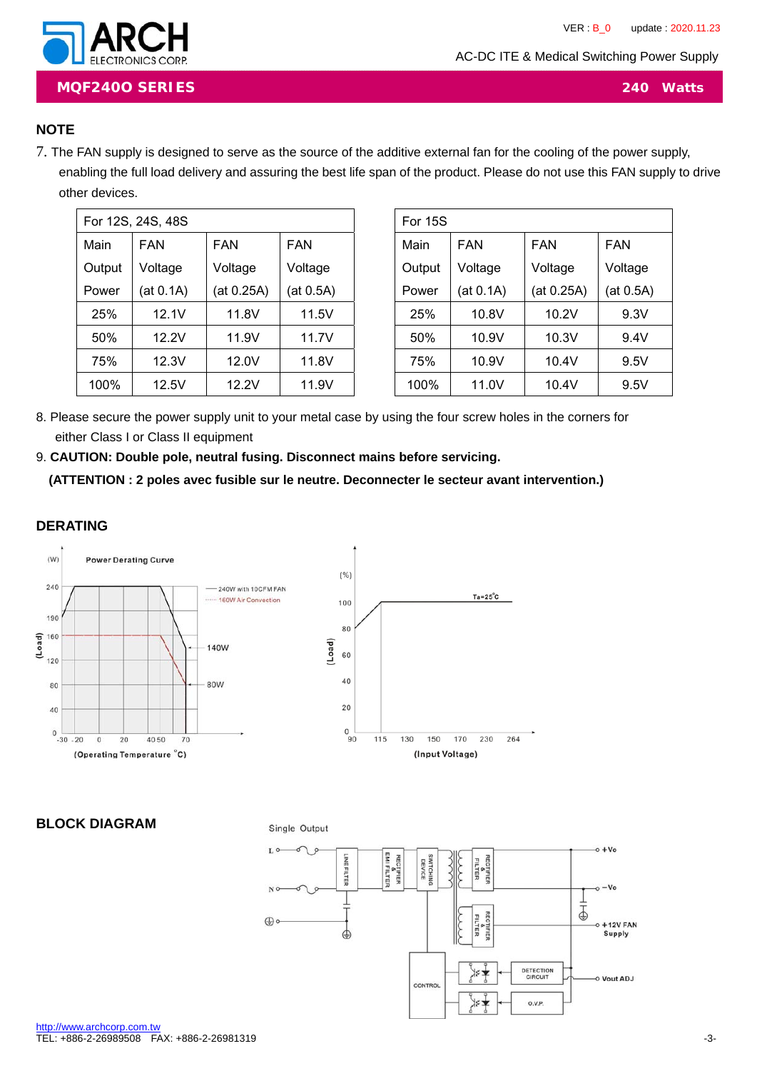## NOTE

7. The FAN supply is designed to serve as the source of the additive external fan for the cooling of the power supply, enabling the full load delivery and assuring the best life span of the product. Please do not use this FAN supply to drive other devices.

| For 12S, 24S, 48S | | | |
|---|---|---|---|
| Main Output Power | FAN Voltage (at 0.1A) | FAN Voltage (at 0.25A) | FAN Voltage (at 0.5A) |
| 25% | 12.1V | 11.8V | 11.5V |
| 50% | 12.2V | 11.9V | 11.7V |
| 75% | 12.3V | 12.0V | 11.8V |
| 100% | 12.5V | 12.2V | 11.9V |

| For 15S | | | |
|---|---|---|---|
| Main Output Power | FAN Voltage (at 0.1A) | FAN Voltage (at 0.25A) | FAN Voltage (at 0.5A) |
| 25% | 10.8V | 10.2V | 9.3V |
| 50% | 10.9V | 10.3V | 9.4V |
| 75% | 10.9V | 10.4V | 9.5V |
| 100% | 11.0V | 10.4V | 9.5V |

8. Please secure the power supply unit to your metal case by using the four screw holes in the corners for either Class I or Class II equipment

9. **CAUTION: Double pole, neutral fusing. Disconnect mains before servicing.**

**(ATTENTION : 2 poles avec fusible sur le neutre. Deconnecter le secteur avant intervention.)**

## DERATING

Power Derating Curve

(W) 240, 190, 160, 120, 80, 40, 0 (Load)

240W with 10CFM FAN
160W Air Convection
140W
80W

-30 -20 0 20 40 50 70 (Operating Temperature °C)

(%) 100, 80, 60, 40, 20, 0 (Load)

Ta=25°C

90 115 130 150 170 230 264 (Input Voltage)

## BLOCK DIAGRAM

Single Output

L, N, ⏚, LINE FILTER, RECTIFIER & EMI FILTER, SWITCHING DEVICE, RECTIFIER & FILTER, RECTIFIER & FILTER, CONTROL, DETECTION CIRCUIT, O.V.P., +Vo, −Vo, +12V FAN Supply, Vout ADJ

http://www.archcorp.com.tw
TEL: +886-2-26989508 FAX: +886-2-26981319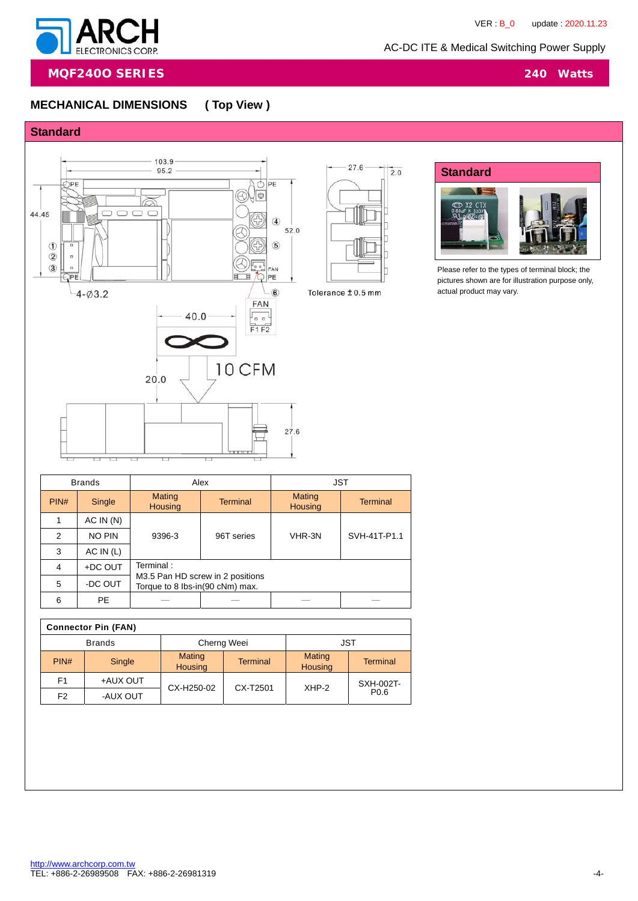## MECHANICAL DIMENSIONS ( Top View )

### Standard

103.9
95.2
44.45
52.0
27.6
2.0
4-Ø3.2
Tolerance ±0.5 mm
40.0
20.0
10 CFM
27.6
FAN
F1 F2

#### Standard

Please refer to the types of terminal block; the pictures shown are for illustration purpose only, actual product may vary.

| Brands | | Alex | | JST | |
|---|---|---|---|---|---|
| PIN# | Single | Mating Housing | Terminal | Mating Housing | Terminal |
| 1 | AC IN (N) | 9396-3 | 96T series | VHR-3N | SVH-41T-P1.1 |
| 2 | NO PIN | | | | |
| 3 | AC IN (L) | | | | |
| 4 | +DC OUT | Terminal : M3.5 Pan HD screw in 2 positions Torque to 8 lbs-in(90 cNm) max. | | | |
| 5 | -DC OUT | | | | |
| 6 | PE | — | — | — | — |

**Connector Pin (FAN)**

| Brands | | Cherng Weei | | JST | |
|---|---|---|---|---|---|
| PIN# | Single | Mating Housing | Terminal | Mating Housing | Terminal |
| F1 | +AUX OUT | CX-H250-02 | CX-T2501 | XHP-2 | SXH-002T-P0.6 |
| F2 | -AUX OUT | | | | |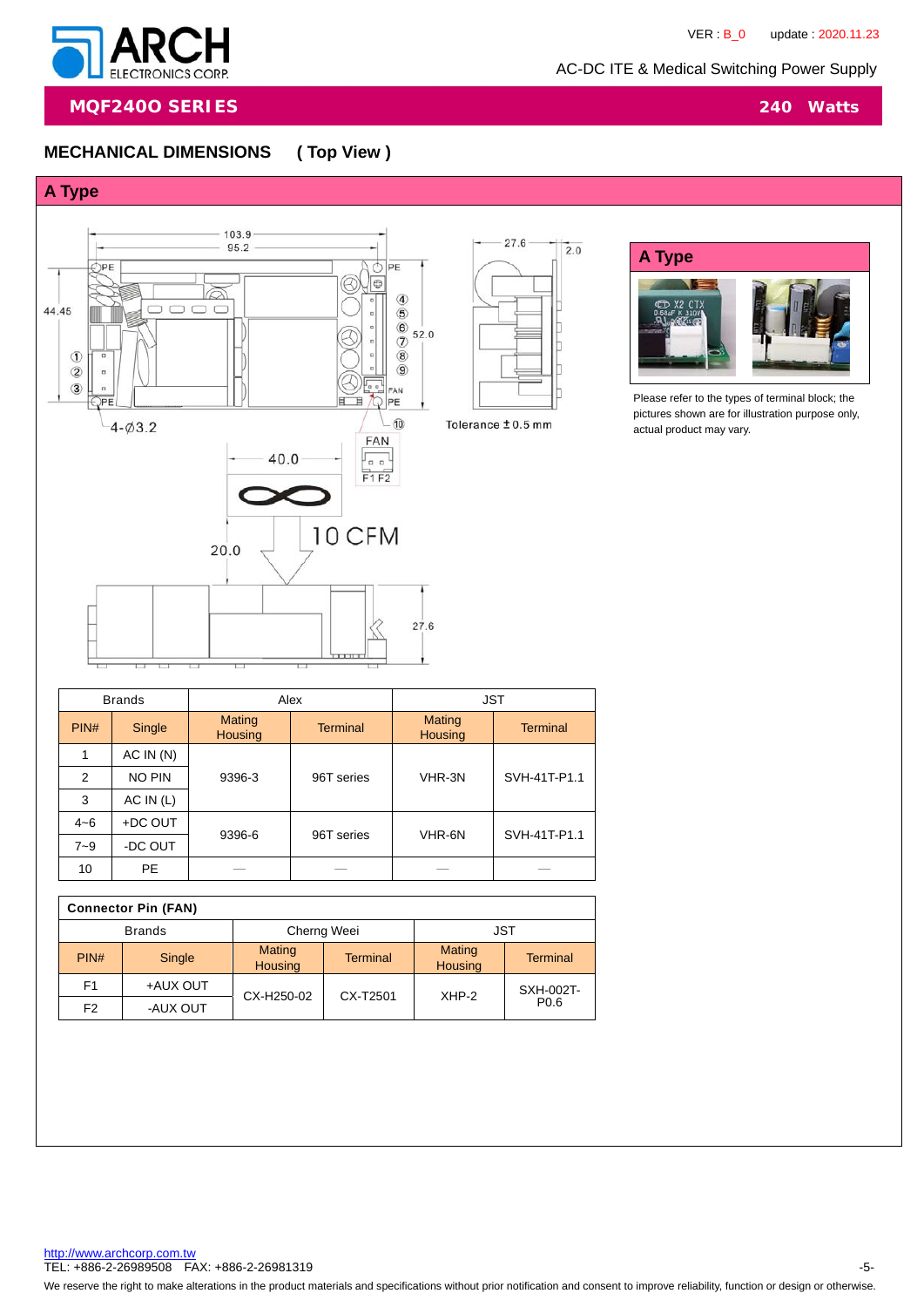VER : B_0 update : 2020.11.23

AC-DC ITE & Medical Switching Power Supply

## MQF240O SERIES 240 Watts

## MECHANICAL DIMENSIONS ( Top View )

### A Type

103.9
95.2
27.6
2.0
44.45
52.0
4-Ø3.2
Tolerance ± 0.5 mm
FAN
F1 F2
40.0
10 CFM
20.0
27.6

**A Type**

Please refer to the types of terminal block; the pictures shown are for illustration purpose only, actual product may vary.

| Brands | | Alex | | JST | |
|---|---|---|---|---|---|
| PIN# | Single | Mating Housing | Terminal | Mating Housing | Terminal |
| 1 | AC IN (N) | 9396-3 | 96T series | VHR-3N | SVH-41T-P1.1 |
| 2 | NO PIN | | | | |
| 3 | AC IN (L) | | | | |
| 4~6 | +DC OUT | 9396-6 | 96T series | VHR-6N | SVH-41T-P1.1 |
| 7~9 | -DC OUT | | | | |
| 10 | PE | — | — | — | — |

**Connector Pin (FAN)**

| Brands | | Cherng Weei | | JST | |
|---|---|---|---|---|---|
| PIN# | Single | Mating Housing | Terminal | Mating Housing | Terminal |
| F1 | +AUX OUT | CX-H250-02 | CX-T2501 | XHP-2 | SXH-002T-P0.6 |
| F2 | -AUX OUT | | | | |

http://www.archcorp.com.tw
TEL: +886-2-26989508 FAX: +886-2-26981319

We reserve the right to make alterations in the product materials and specifications without prior notification and consent to improve reliability, function or design or otherwise.